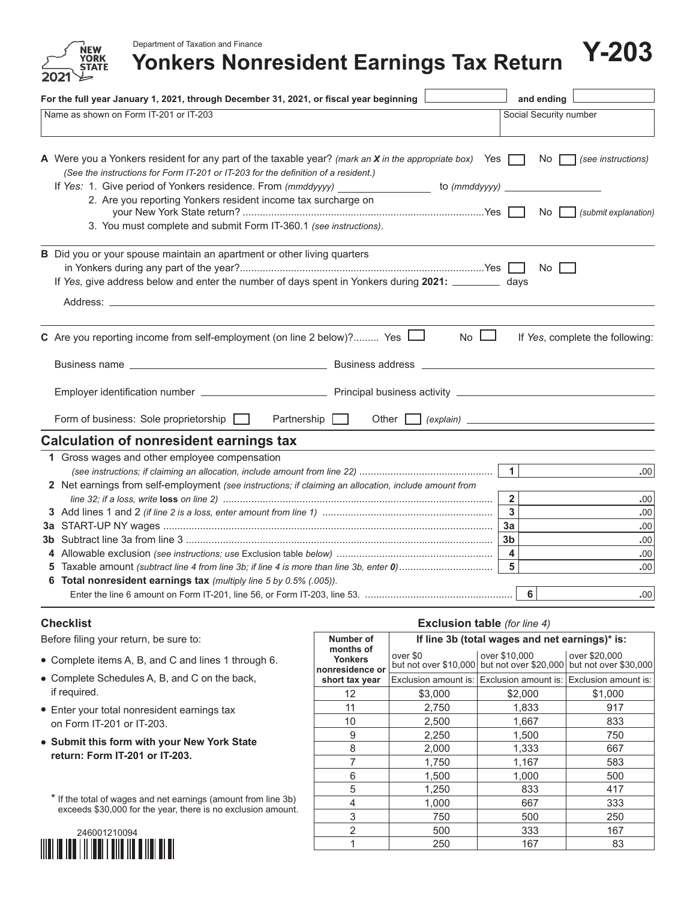Department of Taxation and Finance

NEW YORK STATE 2021

# Yonkers Nonresident Earnings Tax Return

**Y-203**

**For the full year January 1, 2021, through December 31, 2021, or fiscal year beginning** ________ **and ending** ________

Name as shown on Form IT-201 or IT-203 | Social Security number

**A** Were you a Yonkers resident for any part of the taxable year? *(mark an **X** in the appropriate box)* Yes ☐ No ☐ *(see instructions)*
*(See the instructions for Form IT-201 or IT-203 for the definition of a resident.)*
If *Yes:* 1. Give period of Yonkers residence. From *(mmddyyyy)* ________ to *(mmddyyyy)* ________
2. Are you reporting Yonkers resident income tax surcharge on your New York State return? .......... Yes ☐ No ☐ *(submit explanation)*
3. You must complete and submit Form IT-360.1 *(see instructions)*.

**B** Did you or your spouse maintain an apartment or other living quarters in Yonkers during any part of the year?.......... Yes ☐ No ☐
If *Yes,* give address below and enter the number of days spent in Yonkers during **2021:** ________ days

Address: ________

**C** Are you reporting income from self-employment (on line 2 below)?......... Yes ☐ No ☐ If *Yes*, complete the following:

Business name ________ Business address ________

Employer identification number ________ Principal business activity ________

Form of business: Sole proprietorship ☐ Partnership ☐ Other ☐ *(explain)* ________

## Calculation of nonresident earnings tax

**1** Gross wages and other employee compensation *(see instructions; if claiming an allocation, include amount from line 22)* .......... **1** .00

**2** Net earnings from self-employment *(see instructions; if claiming an allocation, include amount from line 32; if a loss, write* **loss** *on line 2)* .......... **2** .00

**3** Add lines 1 and 2 *(if line 2 is a loss, enter amount from line 1)* .......... **3** .00

**3a** START-UP NY wages .......... **3a** .00

**3b** Subtract line 3a from line 3 .......... **3b** .00

**4** Allowable exclusion *(see instructions; use* Exclusion table *below)* .......... **4** .00

**5** Taxable amount *(subtract line 4 from line 3b; if line 4 is more than line 3b, enter **0**)* .......... **5** .00

**6** **Total nonresident earnings tax** *(multiply line 5 by 0.5% (.005)).*
Enter the line 6 amount on Form IT-201, line 56, or Form IT-203, line 53. .......... **6** .00

### Checklist

Before filing your return, be sure to:

- Complete items A, B, and C and lines 1 through 6.
- Complete Schedules A, B, and C on the back, if required.
- Enter your total nonresident earnings tax on Form IT-201 or IT-203.
- **Submit this form with your New York State return: Form IT-201 or IT-203.**

### Exclusion table *(for line 4)*

| Number of months of Yonkers nonresidence or short tax year | If line 3b (total wages and net earnings)* is: | | |
|---|---|---|---|
| | over $0 but not over $10,000 | over $10,000 but not over $20,000 | over $20,000 but not over $30,000 |
| | Exclusion amount is: | Exclusion amount is: | Exclusion amount is: |
| 12 | $3,000 | $2,000 | $1,000 |
| 11 | 2,750 | 1,833 | 917 |
| 10 | 2,500 | 1,667 | 833 |
| 9 | 2,250 | 1,500 | 750 |
| 8 | 2,000 | 1,333 | 667 |
| 7 | 1,750 | 1,167 | 583 |
| 6 | 1,500 | 1,000 | 500 |
| 5 | 1,250 | 833 | 417 |
| 4 | 1,000 | 667 | 333 |
| 3 | 750 | 500 | 250 |
| 2 | 500 | 333 | 167 |
| 1 | 250 | 167 | 83 |

\* If the total of wages and net earnings (amount from line 3b) exceeds $30,000 for the year, there is no exclusion amount.

246001210094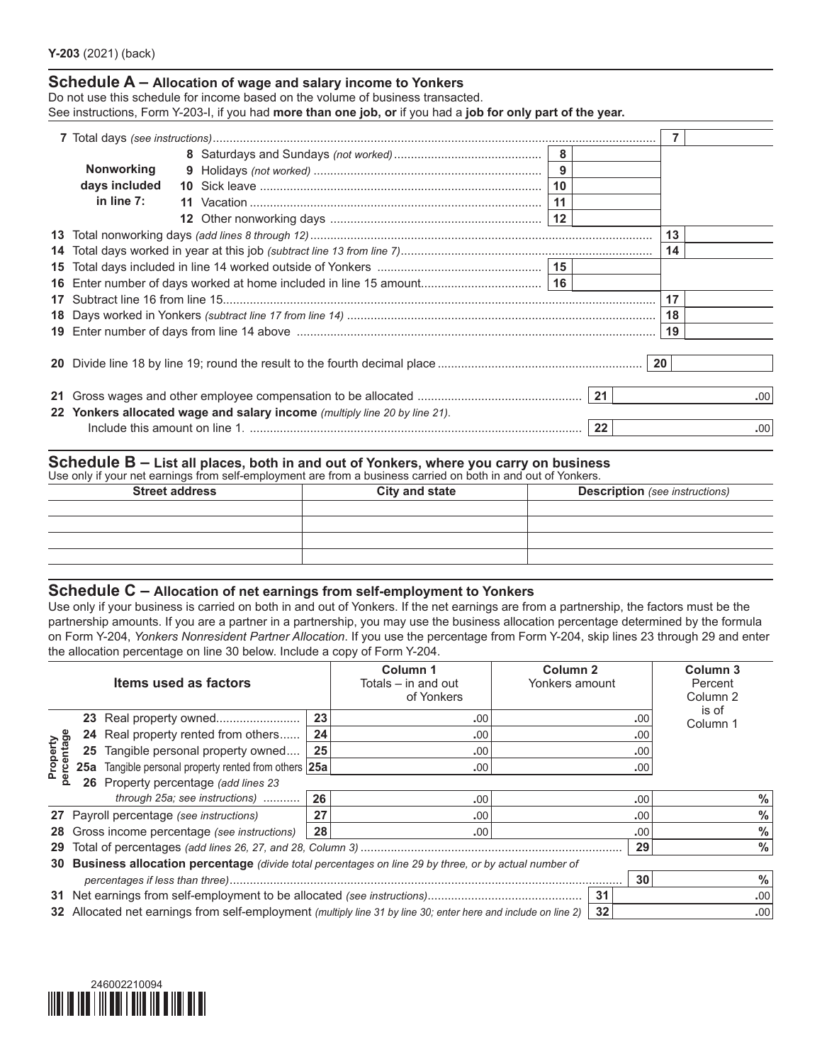Y-203 (2021) (back)

## Schedule A – Allocation of wage and salary income to Yonkers

Do not use this schedule for income based on the volume of business transacted.
See instructions, Form Y-203-I, if you had **more than one job, or** if you had a **job for only part of the year.**

| | | | | |
|---|---|---|---|---|
| **7** Total days *(see instructions)* | | | 7 | |
| **Nonworking days included in line 7:** **8** Saturdays and Sundays *(not worked)* | 8 | | | |
| **9** Holidays *(not worked)* | 9 | | | |
| **10** Sick leave | 10 | | | |
| **11** Vacation | 11 | | | |
| **12** Other nonworking days | 12 | | | |
| **13** Total nonworking days *(add lines 8 through 12)* | | | 13 | |
| **14** Total days worked in year at this job *(subtract line 13 from line 7)* | | | 14 | |
| **15** Total days included in line 14 worked outside of Yonkers | 15 | | | |
| **16** Enter number of days worked at home included in line 15 amount | 16 | | | |
| **17** Subtract line 16 from line 15 | | | 17 | |
| **18** Days worked in Yonkers *(subtract line 17 from line 14)* | | | 18 | |
| **19** Enter number of days from line 14 above | | | 19 | |
| **20** Divide line 18 by line 19; round the result to the fourth decimal place | | | 20 | |
| **21** Gross wages and other employee compensation to be allocated | | | 21 | .00 |
| **22 Yonkers allocated wage and salary income** *(multiply line 20 by line 21).* Include this amount on line 1. | | | 22 | .00 |

## Schedule B – List all places, both in and out of Yonkers, where you carry on business

Use only if your net earnings from self-employment are from a business carried on both in and out of Yonkers.

| Street address | City and state | Description *(see instructions)* |
|---|---|---|
| | | |
| | | |
| | | |
| | | |

## Schedule C – Allocation of net earnings from self-employment to Yonkers

Use only if your business is carried on both in and out of Yonkers. If the net earnings are from a partnership, the factors must be the partnership amounts. If you are a partner in a partnership, you may use the business allocation percentage determined by the formula on Form Y-204, *Yonkers Nonresident Partner Allocation*. If you use the percentage from Form Y-204, skip lines 23 through 29 and enter the allocation percentage on line 30 below. Include a copy of Form Y-204.

| Items used as factors | | Column 1 Totals – in and out of Yonkers | Column 2 Yonkers amount | Column 3 Percent Column 2 is of Column 1 |
|---|---|---|---|---|
| **Property percentage** **23** Real property owned | 23 | .00 | .00 | |
| **24** Real property rented from others | 24 | .00 | .00 | |
| **25** Tangible personal property owned | 25 | .00 | .00 | |
| **25a** Tangible personal property rented from others | 25a | .00 | .00 | |
| **26** Property percentage *(add lines 23 through 25a; see instructions)* | 26 | .00 | .00 | % |
| **27** Payroll percentage *(see instructions)* | 27 | .00 | .00 | % |
| **28** Gross income percentage *(see instructions)* | 28 | .00 | .00 | % |
| **29** Total of percentages *(add lines 26, 27, and 28, Column 3)* | | | 29 | % |
| **30 Business allocation percentage** *(divide total percentages on line 29 by three, or by actual number of percentages if less than three)* | | | 30 | % |
| **31** Net earnings from self-employment to be allocated *(see instructions)* | | | 31 | .00 |
| **32** Allocated net earnings from self-employment *(multiply line 31 by line 30; enter here and include on line 2)* | | | 32 | .00 |

246002210094